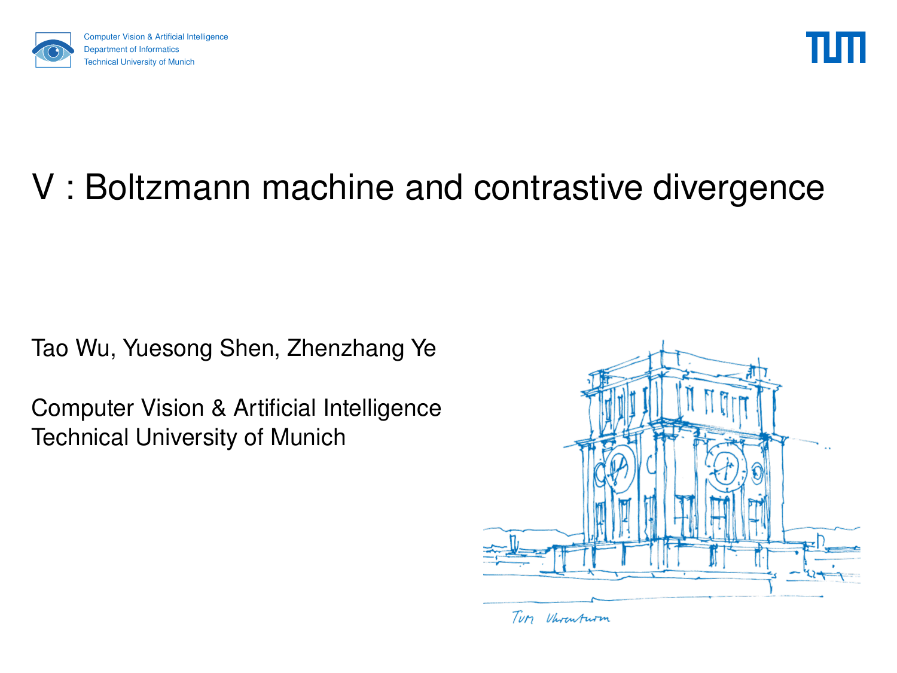Computer Vision & Artificial Intelligence
Department of Informatics
Technical University of Munich

# V : Boltzmann machine and contrastive divergence

Tao Wu, Yuesong Shen, Zhenzhang Ye

Computer Vision & Artificial Intelligence
Technical University of Munich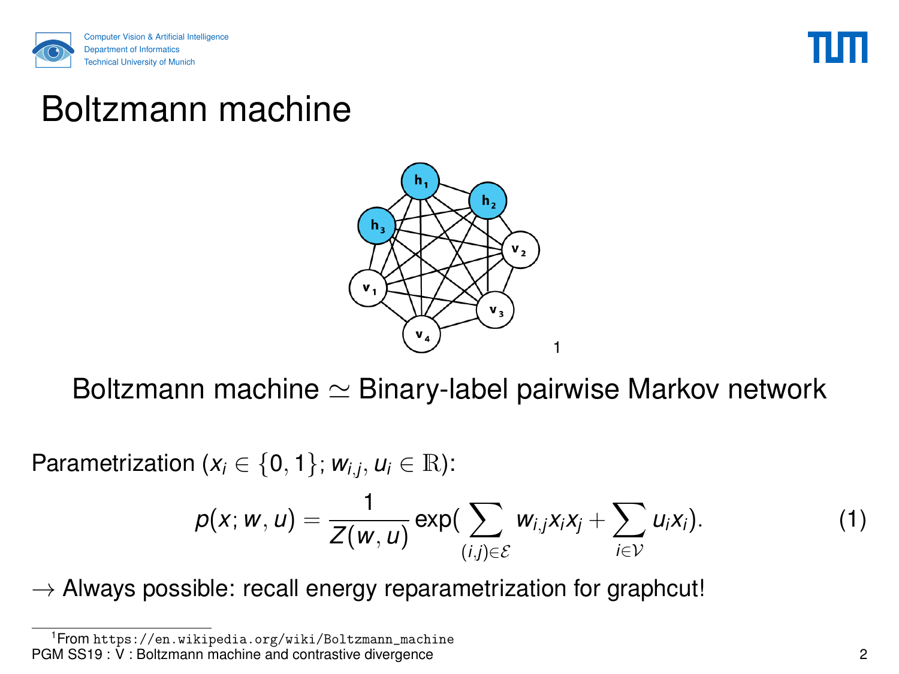# Boltzmann machine

[1]

Boltzmann machine $\simeq$ Binary-label pairwise Markov network

Parametrization ($x_i \in \{0, 1\}$; $w_{i,j}, u_i \in \mathbb{R}$):

$$p(x; w, u) = \frac{1}{Z(w, u)} \exp\Big(\sum_{(i,j)\in\mathcal{E}} w_{i,j} x_i x_j + \sum_{i\in\mathcal{V}} u_i x_i\Big). \quad (1)$$

$\rightarrow$ Always possible: recall energy reparametrization for graphcut!

[1] From https://en.wikipedia.org/wiki/Boltzmann_machine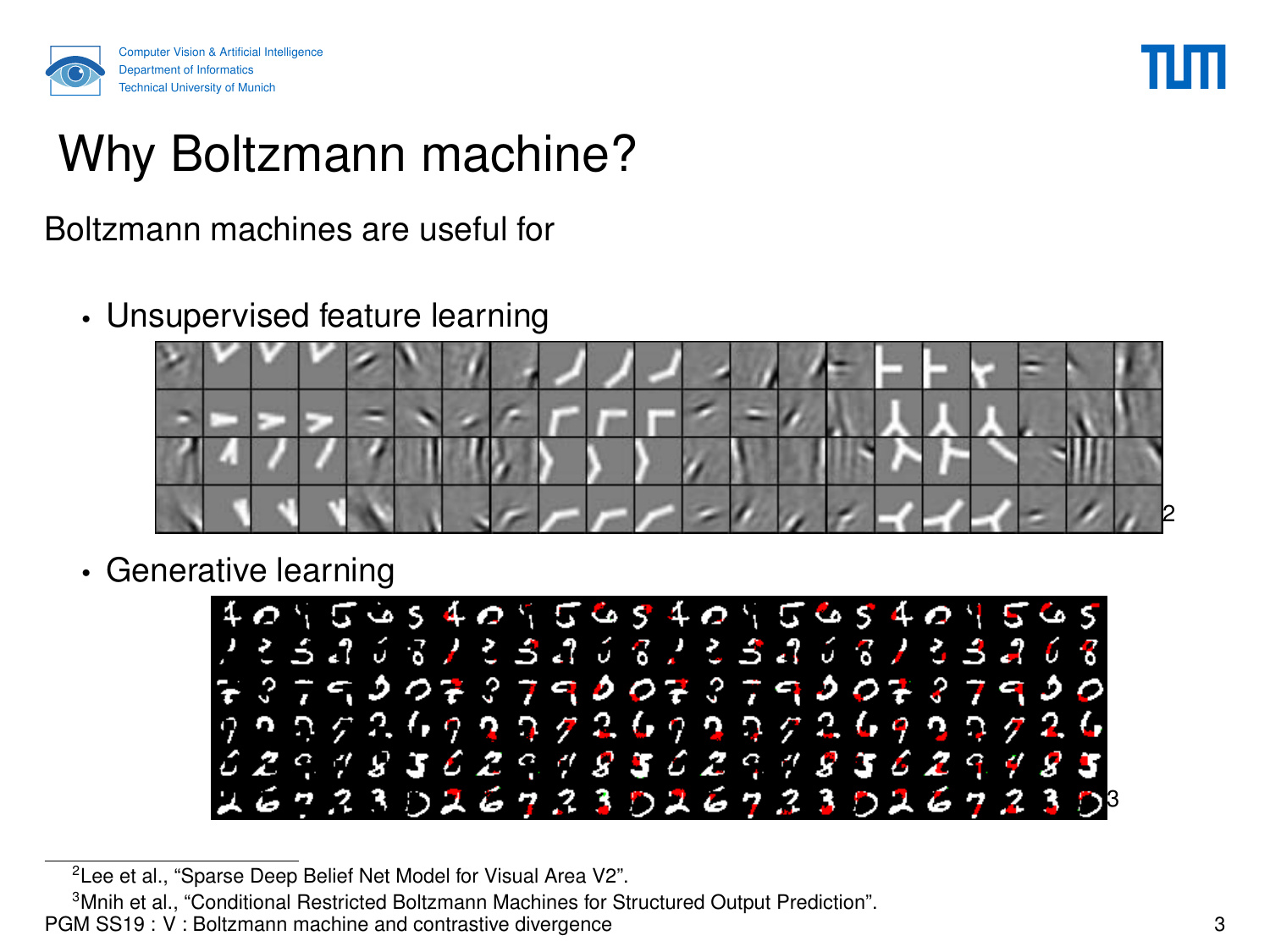# Why Boltzmann machine?

Boltzmann machines are useful for

- Unsupervised feature learning[2]
- Generative learning[3]

[2] Lee et al., "Sparse Deep Belief Net Model for Visual Area V2".

[3] Mnih et al., "Conditional Restricted Boltzmann Machines for Structured Output Prediction".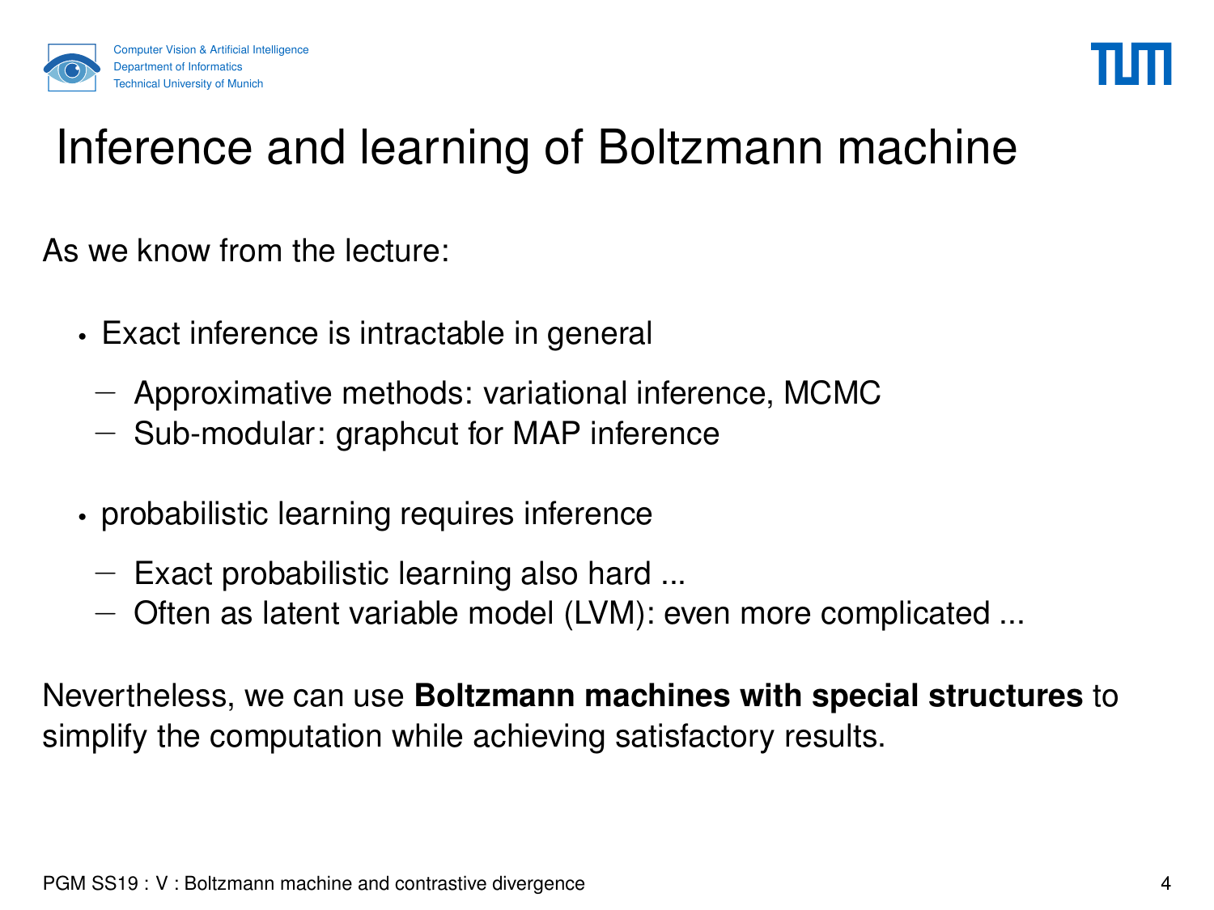# Inference and learning of Boltzmann machine

As we know from the lecture:

- Exact inference is intractable in general
  - Approximative methods: variational inference, MCMC
  - Sub-modular: graphcut for MAP inference

- probabilistic learning requires inference
  - Exact probabilistic learning also hard ...
  - Often as latent variable model (LVM): even more complicated ...

Nevertheless, we can use **Boltzmann machines with special structures** to simplify the computation while achieving satisfactory results.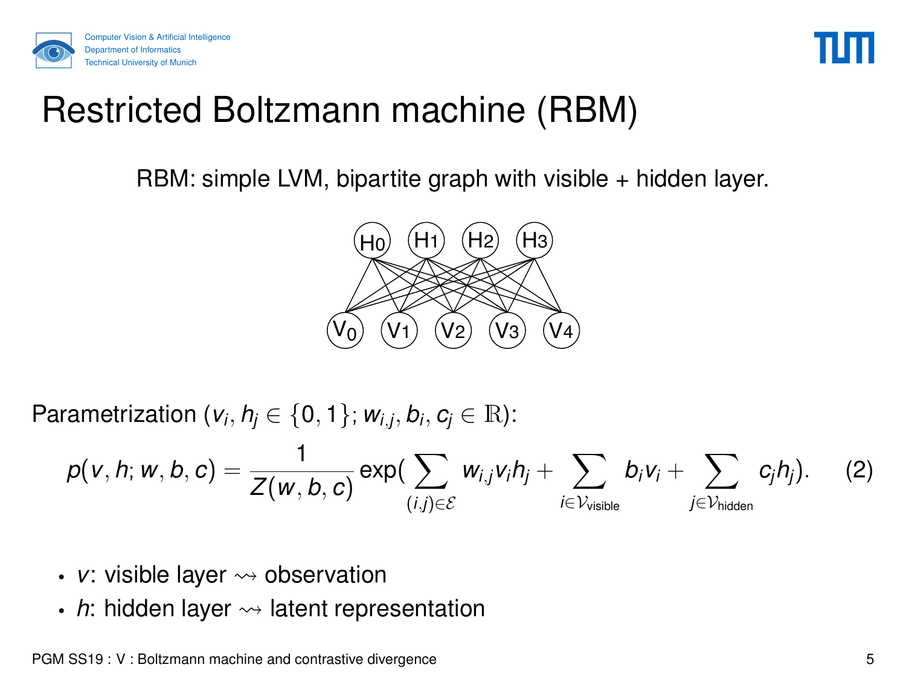# Restricted Boltzmann machine (RBM)

RBM: simple LVM, bipartite graph with visible + hidden layer.

Parametrization ($v_i, h_j \in \{0, 1\}$; $w_{i,j}, b_i, c_j \in \mathbb{R}$):

$$p(v, h; w, b, c) = \frac{1}{Z(w, b, c)} \exp\left( \sum_{(i,j) \in \mathcal{E}} w_{i,j} v_i h_j + \sum_{i \in \mathcal{V}_{\text{visible}}} b_i v_i + \sum_{j \in \mathcal{V}_{\text{hidden}}} c_j h_j \right). \tag{2}$$

- $v$: visible layer $\rightsquigarrow$ observation
- $h$: hidden layer $\rightsquigarrow$ latent representation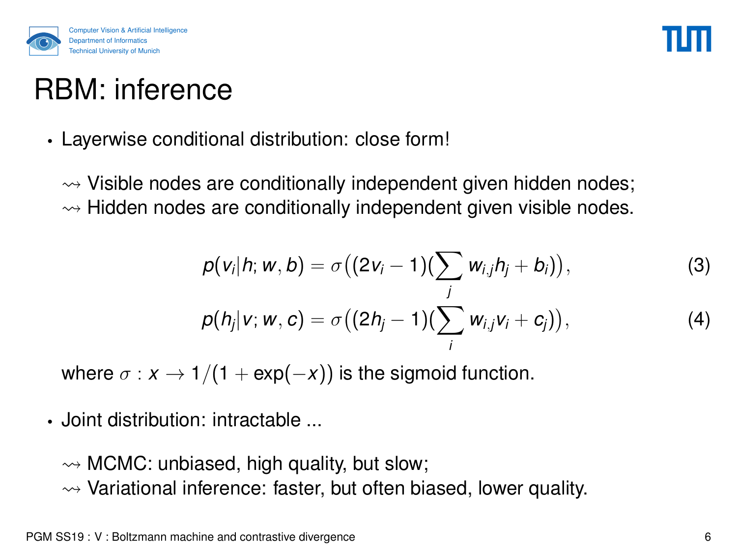# RBM: inference

- Layerwise conditional distribution: close form!

  $\rightsquigarrow$ Visible nodes are conditionally independent given hidden nodes;
  $\rightsquigarrow$ Hidden nodes are conditionally independent given visible nodes.

$$p(v_i|h; w, b) = \sigma\big((2v_i - 1)(\sum_j w_{i,j}h_j + b_i)\big), \tag{3}$$

$$p(h_j|v; w, c) = \sigma\big((2h_j - 1)(\sum_i w_{i,j}v_i + c_j)\big), \tag{4}$$

  where $\sigma : x \to 1/(1 + \exp(-x))$ is the sigmoid function.

- Joint distribution: intractable ...

  $\rightsquigarrow$ MCMC: unbiased, high quality, but slow;
  $\rightsquigarrow$ Variational inference: faster, but often biased, lower quality.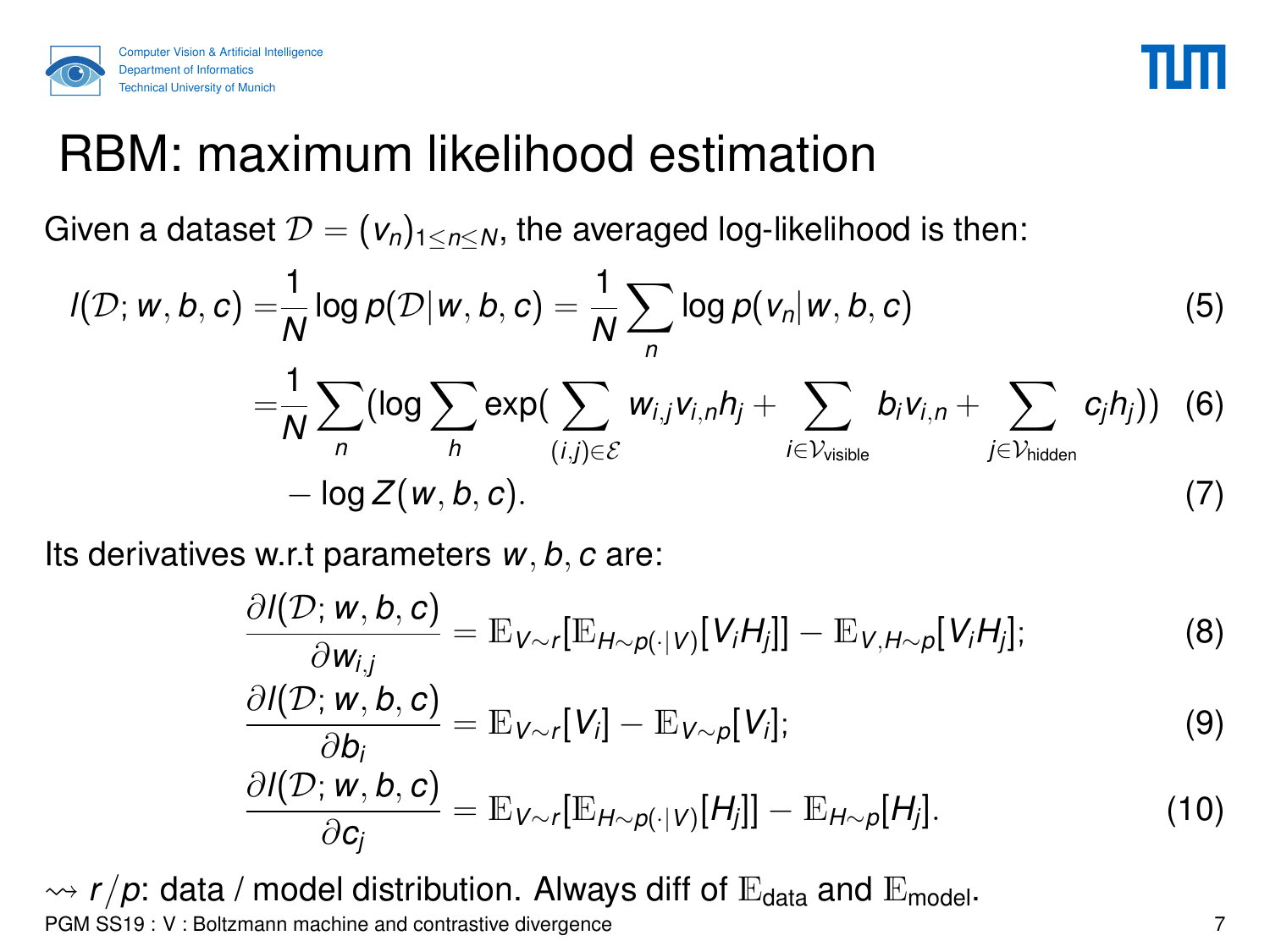# RBM: maximum likelihood estimation

Given a dataset $\mathcal{D} = (v_n)_{1 \leq n \leq N}$, the averaged log-likelihood is then:

$$
\begin{aligned}
l(\mathcal{D}; w, b, c) =& \frac{1}{N} \log p(\mathcal{D}|w, b, c) = \frac{1}{N} \sum_n \log p(v_n|w, b, c) && (5) \\
=& \frac{1}{N} \sum_n (\log \sum_h \exp( \sum_{(i,j) \in \mathcal{E}} w_{i,j} v_{i,n} h_j + \sum_{i \in \mathcal{V}_{\text{visible}}} b_i v_{i,n} + \sum_{j \in \mathcal{V}_{\text{hidden}}} c_j h_j)) && (6) \\
& - \log Z(w, b, c). && (7)
\end{aligned}
$$

Its derivatives w.r.t parameters $w, b, c$ are:

$$
\frac{\partial l(\mathcal{D}; w, b, c)}{\partial w_{i,j}} = \mathbb{E}_{V \sim r}[\mathbb{E}_{H \sim p(\cdot|V)}[V_i H_j]] - \mathbb{E}_{V,H \sim p}[V_i H_j]; \quad (8)
$$

$$
\frac{\partial l(\mathcal{D}; w, b, c)}{\partial b_i} = \mathbb{E}_{V \sim r}[V_i] - \mathbb{E}_{V \sim p}[V_i]; \quad (9)
$$

$$
\frac{\partial l(\mathcal{D}; w, b, c)}{\partial c_j} = \mathbb{E}_{V \sim r}[\mathbb{E}_{H \sim p(\cdot|V)}[H_j]] - \mathbb{E}_{H \sim p}[H_j]. \quad (10)
$$

$\rightsquigarrow$ $r/p$: data / model distribution. Always diff of $\mathbb{E}_{\text{data}}$ and $\mathbb{E}_{\text{model}}$.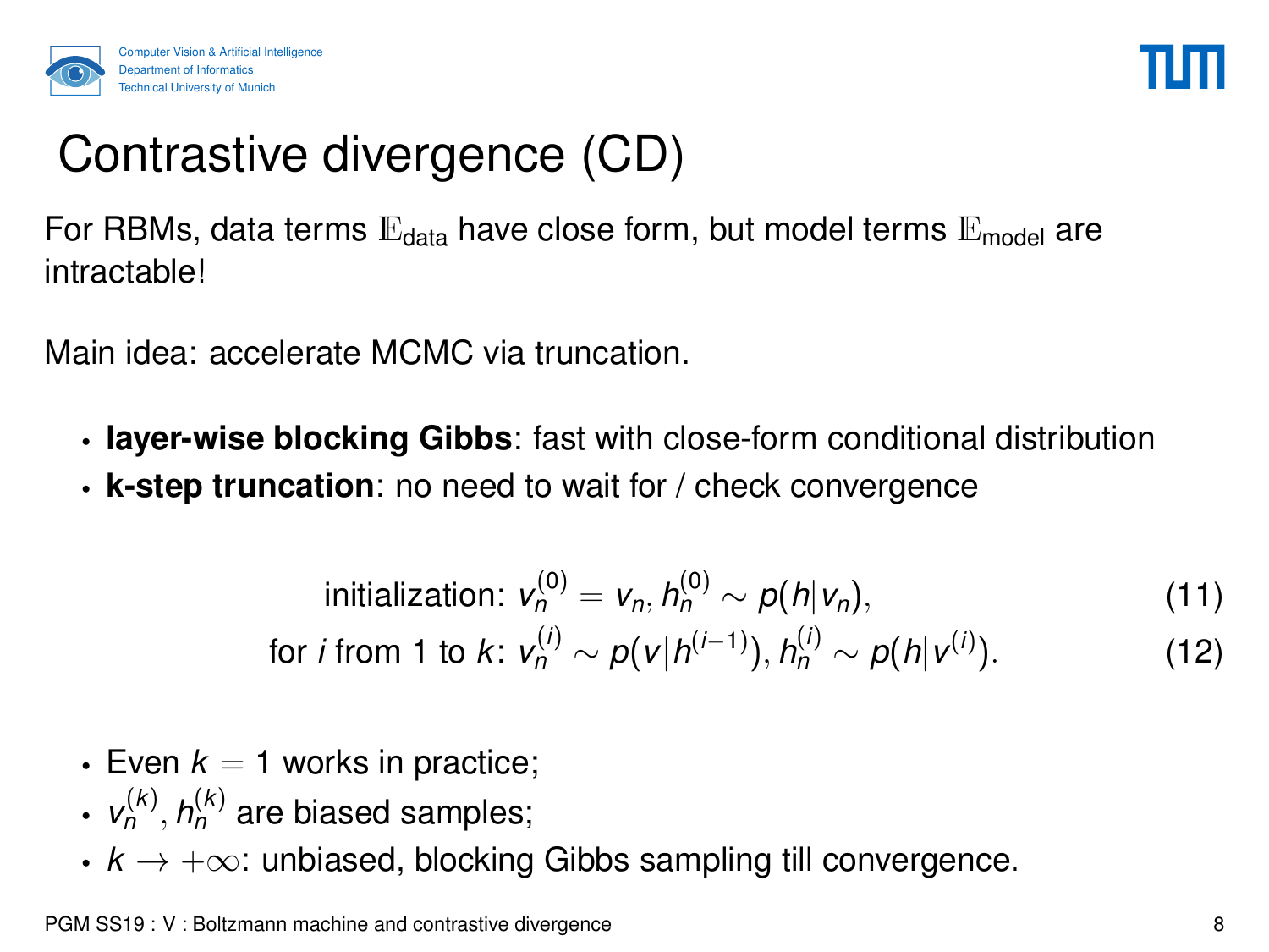# Contrastive divergence (CD)

For RBMs, data terms $\mathbb{E}_{\text{data}}$ have close form, but model terms $\mathbb{E}_{\text{model}}$ are intractable!

Main idea: accelerate MCMC via truncation.

- **layer-wise blocking Gibbs**: fast with close-form conditional distribution
- **k-step truncation**: no need to wait for / check convergence

$$\text{initialization: } v_n^{(0)} = v_n, h_n^{(0)} \sim p(h|v_n), \tag{11}$$

$$\text{for } i \text{ from 1 to } k\text{: } v_n^{(i)} \sim p(v|h^{(i-1)}), h_n^{(i)} \sim p(h|v^{(i)}). \tag{12}$$

- Even $k = 1$ works in practice;
- $v_n^{(k)}, h_n^{(k)}$ are biased samples;
- $k \to +\infty$: unbiased, blocking Gibbs sampling till convergence.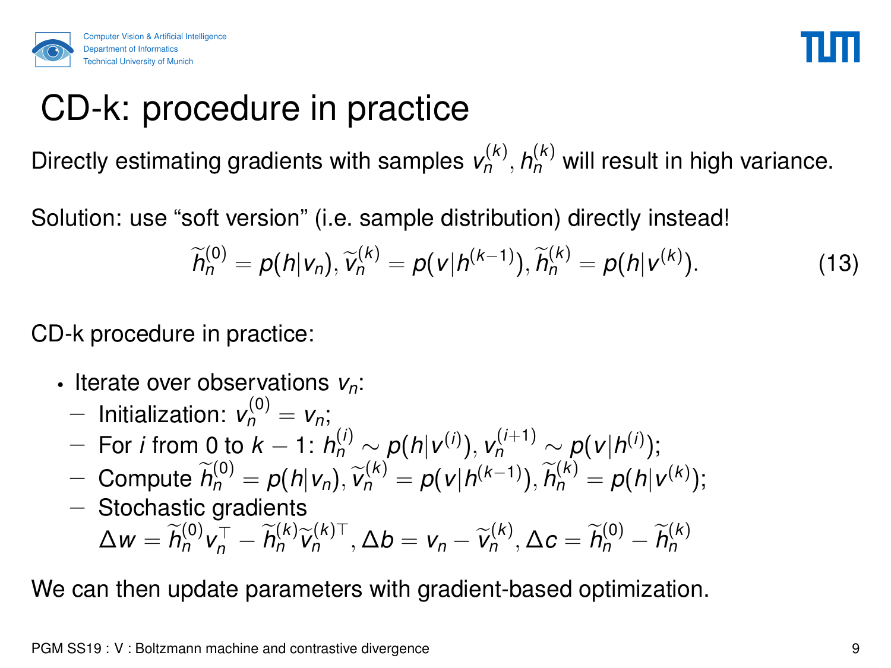# CD-k: procedure in practice

Directly estimating gradients with samples $v_n^{(k)}, h_n^{(k)}$ will result in high variance.

Solution: use "soft version" (i.e. sample distribution) directly instead!

$$\widetilde{h}_n^{(0)} = p(h|v_n), \widetilde{v}_n^{(k)} = p(v|h^{(k-1)}), \widetilde{h}_n^{(k)} = p(h|v^{(k)}). \tag{13}$$

CD-k procedure in practice:

- Iterate over observations $v_n$:
  - Initialization: $v_n^{(0)} = v_n$;
  - For $i$ from 0 to $k-1$: $h_n^{(i)} \sim p(h|v^{(i)}), v_n^{(i+1)} \sim p(v|h^{(i)})$;
  - Compute $\widetilde{h}_n^{(0)} = p(h|v_n), \widetilde{v}_n^{(k)} = p(v|h^{(k-1)}), \widetilde{h}_n^{(k)} = p(h|v^{(k)})$;
  - Stochastic gradients $\Delta w = \widetilde{h}_n^{(0)} v_n^\top - \widetilde{h}_n^{(k)} \widetilde{v}_n^{(k)\top}, \Delta b = v_n - \widetilde{v}_n^{(k)}, \Delta c = \widetilde{h}_n^{(0)} - \widetilde{h}_n^{(k)}$

We can then update parameters with gradient-based optimization.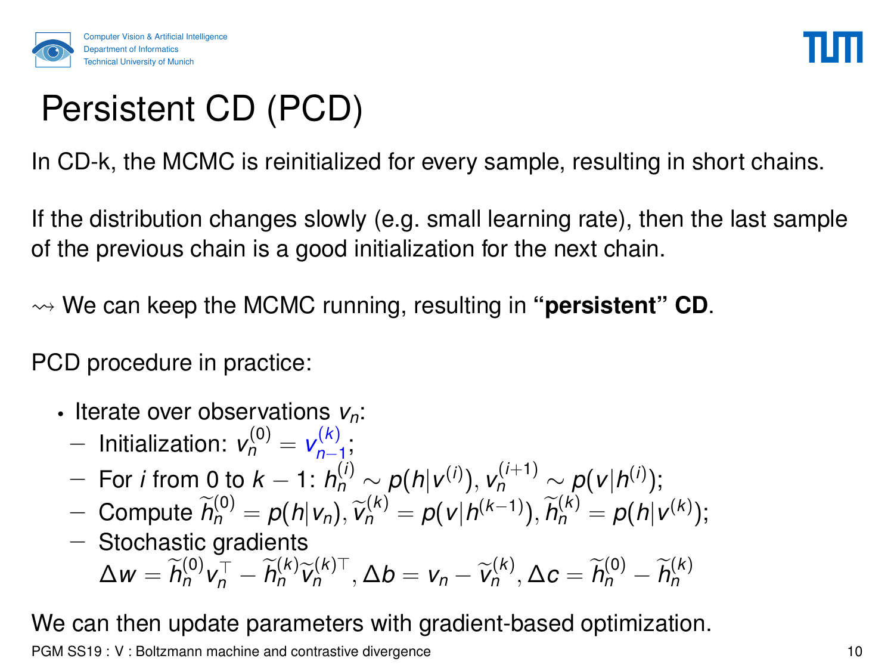# Persistent CD (PCD)

In CD-k, the MCMC is reinitialized for every sample, resulting in short chains.

If the distribution changes slowly (e.g. small learning rate), then the last sample of the previous chain is a good initialization for the next chain.

$\rightsquigarrow$ We can keep the MCMC running, resulting in **"persistent" CD**.

PCD procedure in practice:

- Iterate over observations $v_n$:
  - Initialization: $v_n^{(0)} = v_{n-1}^{(k)}$;
  - For $i$ from 0 to $k-1$: $h_n^{(i)} \sim p(h|v^{(i)}), v_n^{(i+1)} \sim p(v|h^{(i)})$;
  - Compute $\widetilde{h}_n^{(0)} = p(h|v_n), \widetilde{v}_n^{(k)} = p(v|h^{(k-1)}), \widetilde{h}_n^{(k)} = p(h|v^{(k)})$;
  - Stochastic gradients $\Delta w = \widetilde{h}_n^{(0)} v_n^\top - \widetilde{h}_n^{(k)} \widetilde{v}_n^{(k)\top}, \Delta b = v_n - \widetilde{v}_n^{(k)}, \Delta c = \widetilde{h}_n^{(0)} - \widetilde{h}_n^{(k)}$

We can then update parameters with gradient-based optimization.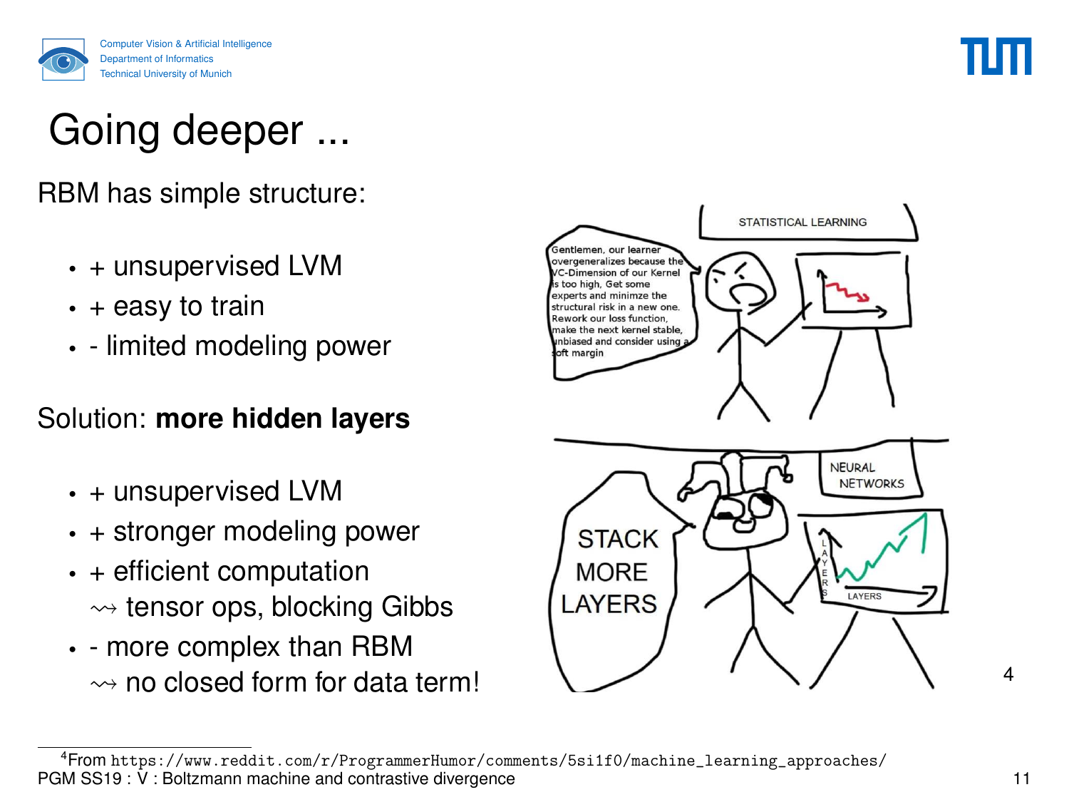# Going deeper ...

RBM has simple structure:

- + unsupervised LVM
- + easy to train
- - limited modeling power

Solution: **more hidden layers**

- + unsupervised LVM
- + stronger modeling power
- + efficient computation
  $\rightsquigarrow$ tensor ops, blocking Gibbs
- - more complex than RBM
  $\rightsquigarrow$ no closed form for data term!

[4]

[4] From https://www.reddit.com/r/ProgrammerHumor/comments/5si1f0/machine_learning_approaches/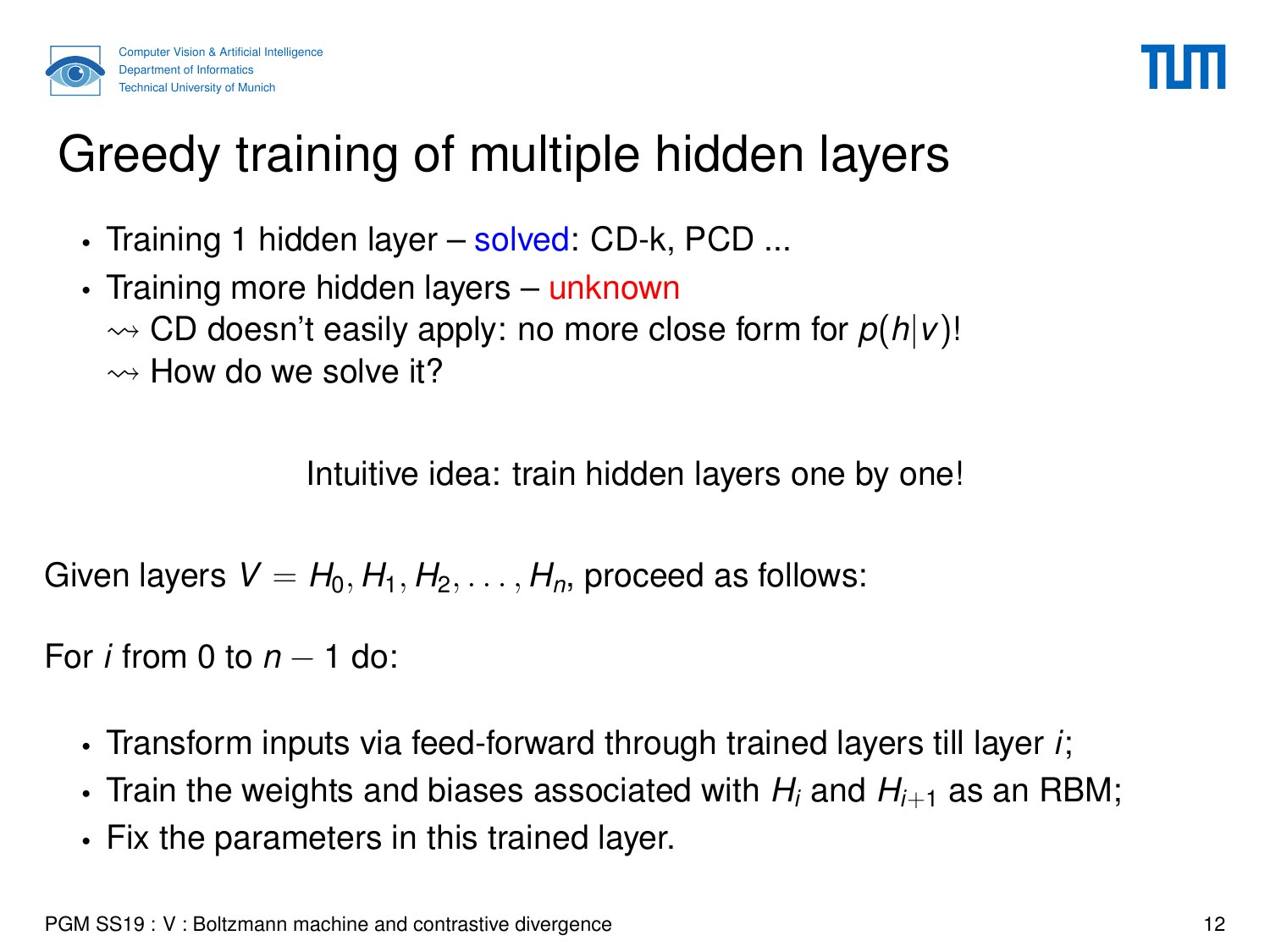# Greedy training of multiple hidden layers

- Training 1 hidden layer – solved: CD-k, PCD ...
- Training more hidden layers – unknown
  $\rightsquigarrow$ CD doesn't easily apply: no more close form for $p(h|v)$!
  $\rightsquigarrow$ How do we solve it?

Intuitive idea: train hidden layers one by one!

Given layers $V = H_0, H_1, H_2, \ldots, H_n$, proceed as follows:

For $i$ from 0 to $n-1$ do:

- Transform inputs via feed-forward through trained layers till layer $i$;
- Train the weights and biases associated with $H_i$ and $H_{i+1}$ as an RBM;
- Fix the parameters in this trained layer.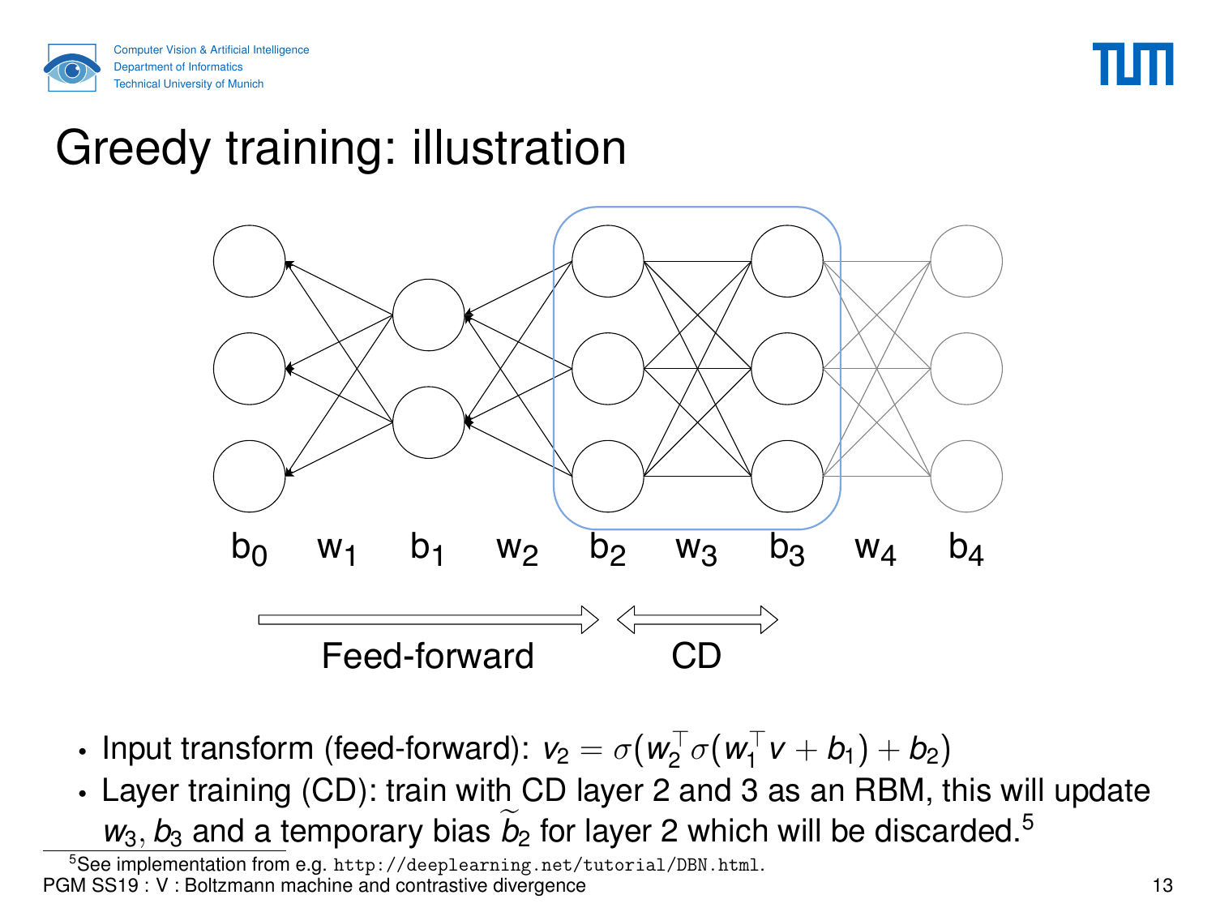# Greedy training: illustration

b0 w1 b1 w2 b2 w3 b3 w4 b4

Feed-forward CD

- Input transform (feed-forward): $v_2 = \sigma(w_2^\top \sigma(w_1^\top v + b_1) + b_2)$
- Layer training (CD): train with CD layer 2 and 3 as an RBM, this will update $w_3, b_3$ and a temporary bias $\widetilde{b}_2$ for layer 2 which will be discarded.[5]

[5] See implementation from e.g. http://deeplearning.net/tutorial/DBN.html.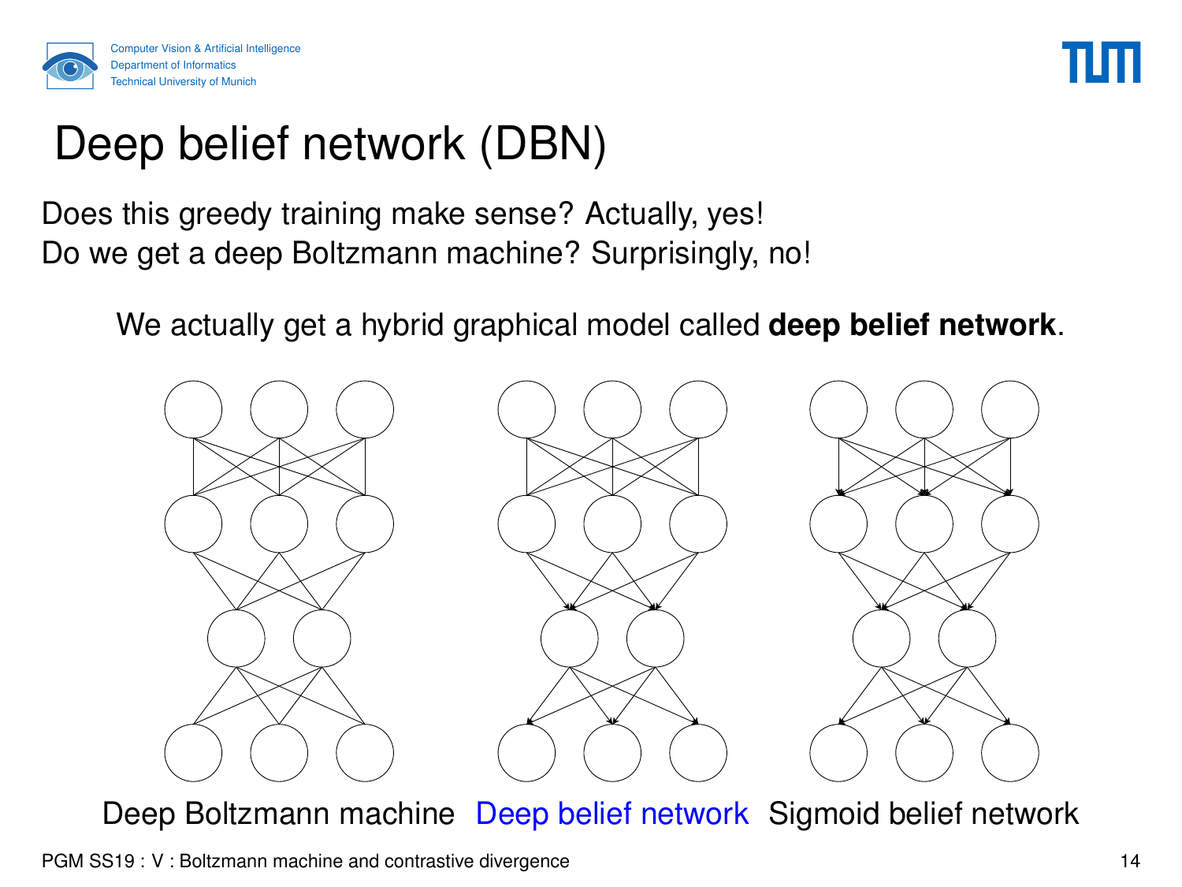# Deep belief network (DBN)

Does this greedy training make sense? Actually, yes!
Do we get a deep Boltzmann machine? Surprisingly, no!

We actually get a hybrid graphical model called **deep belief network**.

Deep Boltzmann machine    Deep belief network    Sigmoid belief network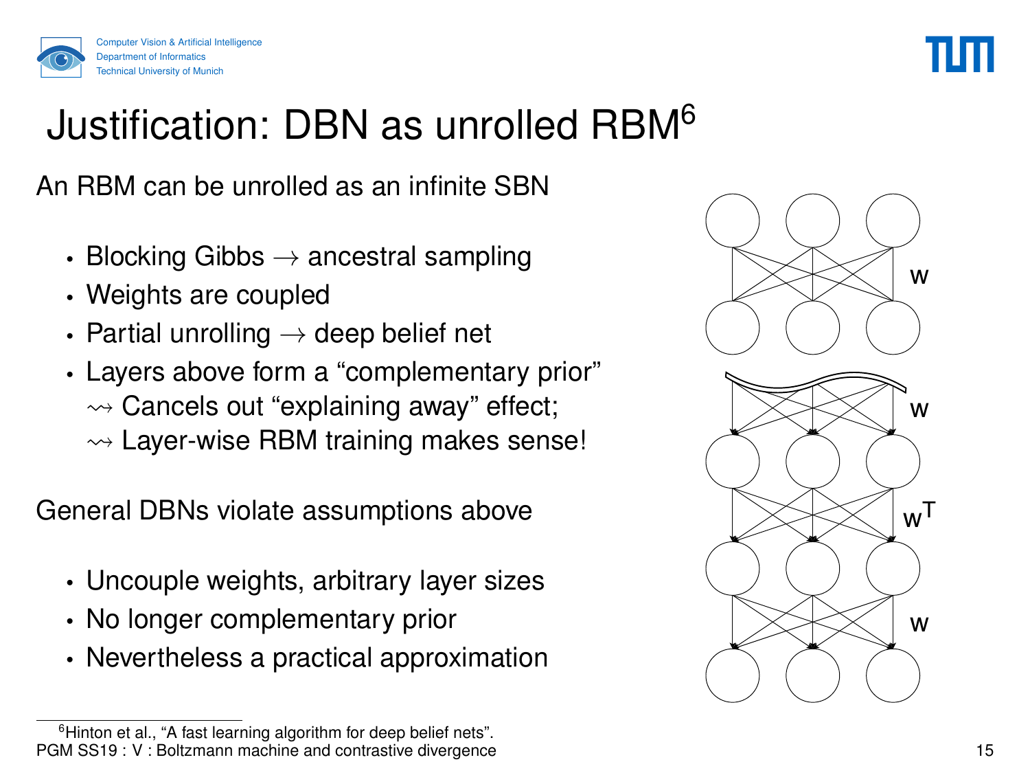# Justification: DBN as unrolled RBM[6]

An RBM can be unrolled as an infinite SBN

- Blocking Gibbs $\rightarrow$ ancestral sampling
- Weights are coupled
- Partial unrolling $\rightarrow$ deep belief net
- Layers above form a "complementary prior"
  $\rightsquigarrow$ Cancels out "explaining away" effect;
  $\rightsquigarrow$ Layer-wise RBM training makes sense!

General DBNs violate assumptions above

- Uncouple weights, arbitrary layer sizes
- No longer complementary prior
- Nevertheless a practical approximation

[6] Hinton et al., "A fast learning algorithm for deep belief nets".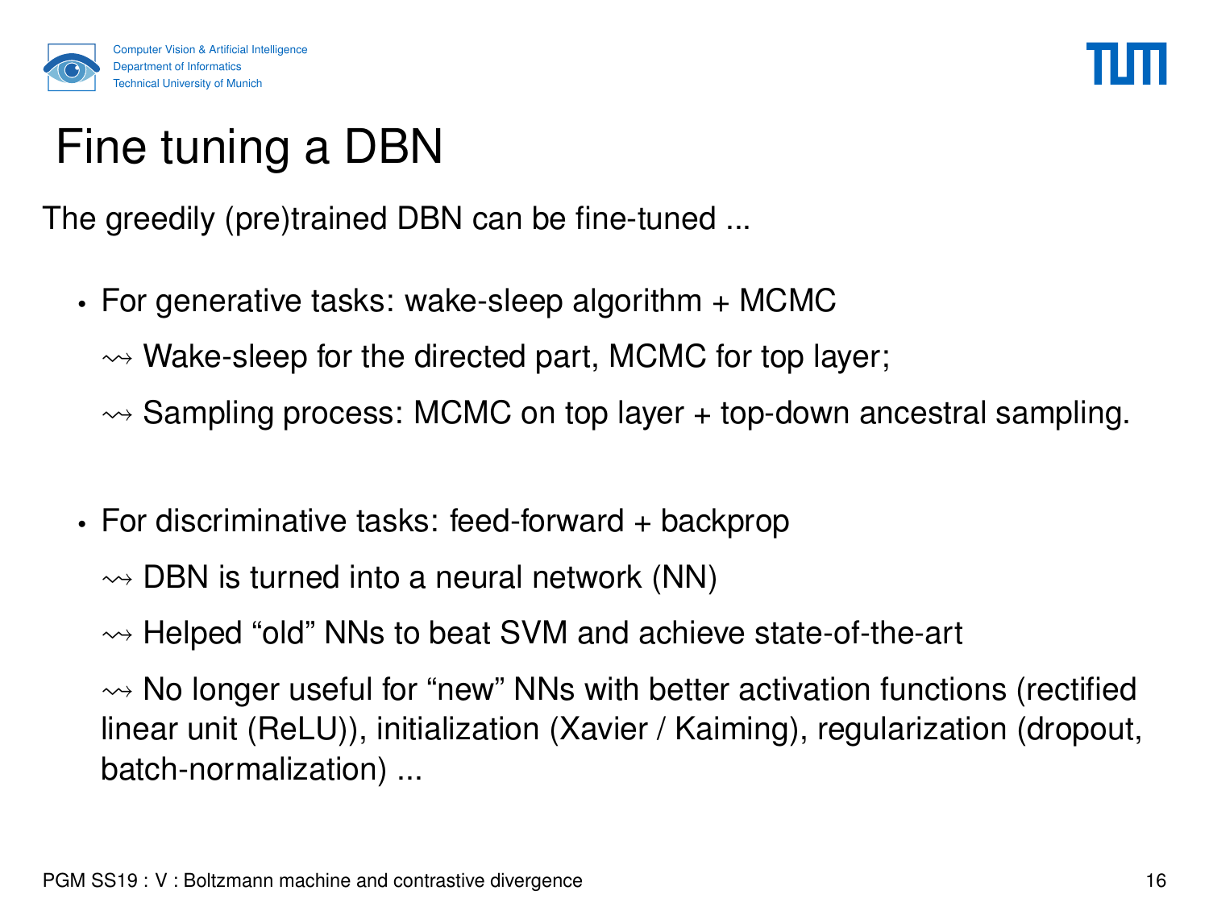# Fine tuning a DBN

The greedily (pre)trained DBN can be fine-tuned ...

- For generative tasks: wake-sleep algorithm + MCMC

  $\rightsquigarrow$ Wake-sleep for the directed part, MCMC for top layer;

  $\rightsquigarrow$ Sampling process: MCMC on top layer + top-down ancestral sampling.

- For discriminative tasks: feed-forward + backprop

  $\rightsquigarrow$ DBN is turned into a neural network (NN)

  $\rightsquigarrow$ Helped "old" NNs to beat SVM and achieve state-of-the-art

  $\rightsquigarrow$ No longer useful for "new" NNs with better activation functions (rectified linear unit (ReLU)), initialization (Xavier / Kaiming), regularization (dropout, batch-normalization) ...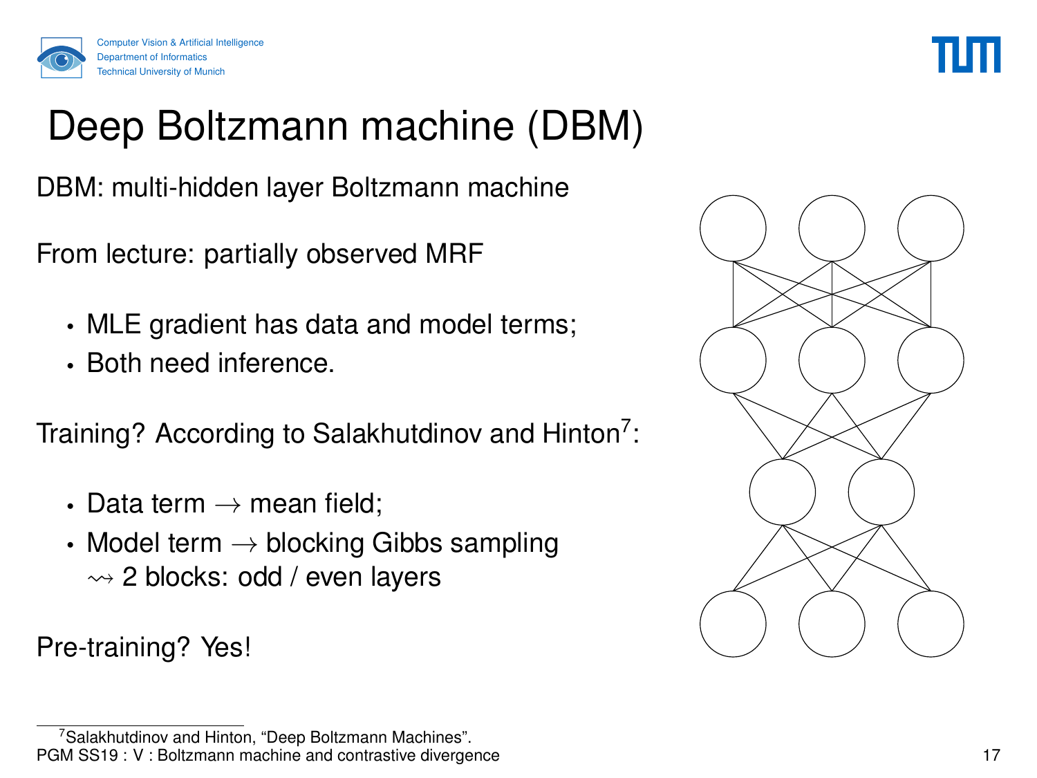# Deep Boltzmann machine (DBM)

DBM: multi-hidden layer Boltzmann machine

From lecture: partially observed MRF

- MLE gradient has data and model terms;
- Both need inference.

Training? According to Salakhutdinov and Hinton[7]:

- Data term $\rightarrow$ mean field;
- Model term $\rightarrow$ blocking Gibbs sampling
  $\rightsquigarrow$ 2 blocks: odd / even layers

Pre-training? Yes!

[7] Salakhutdinov and Hinton, "Deep Boltzmann Machines".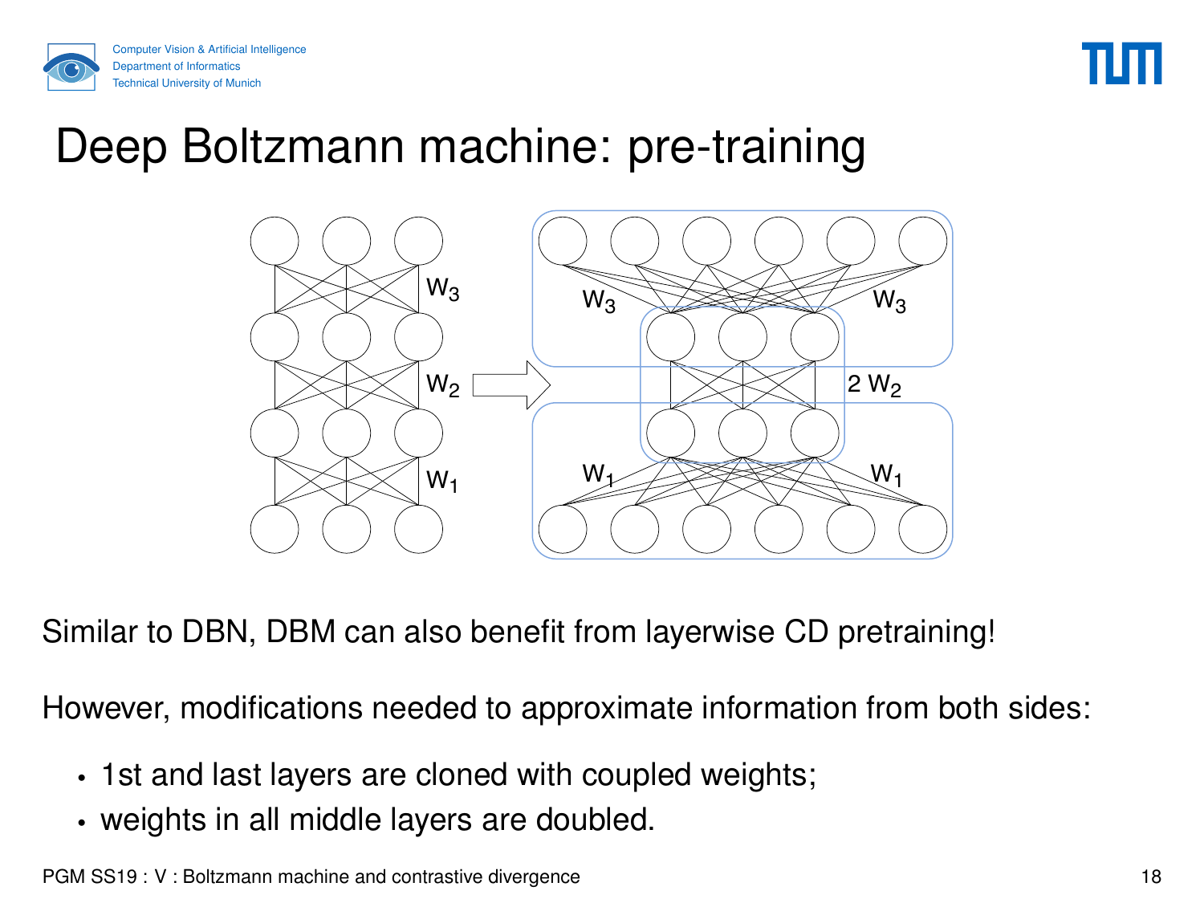# Deep Boltzmann machine: pre-training

Similar to DBN, DBM can also benefit from layerwise CD pretraining!

However, modifications needed to approximate information from both sides:

- 1st and last layers are cloned with coupled weights;
- weights in all middle layers are doubled.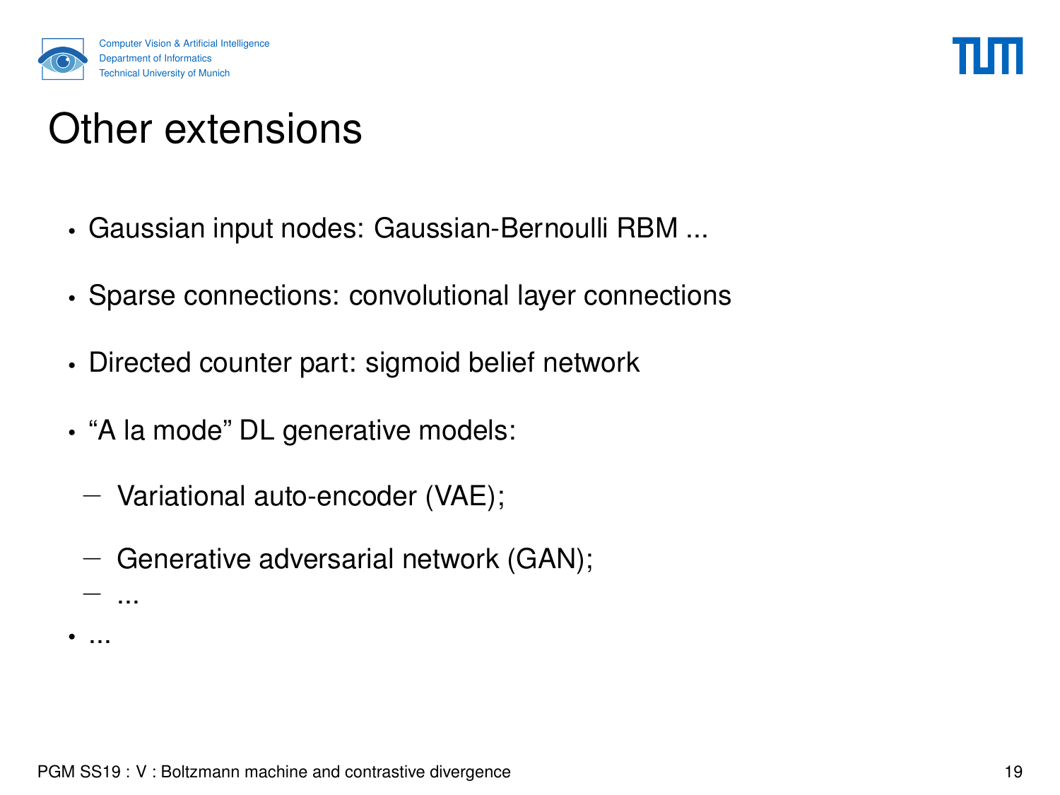# Other extensions

- Gaussian input nodes: Gaussian-Bernoulli RBM ...
- Sparse connections: convolutional layer connections
- Directed counter part: sigmoid belief network
- "A la mode" DL generative models:
  - Variational auto-encoder (VAE);
  - Generative adversarial network (GAN);
  - ...
- ...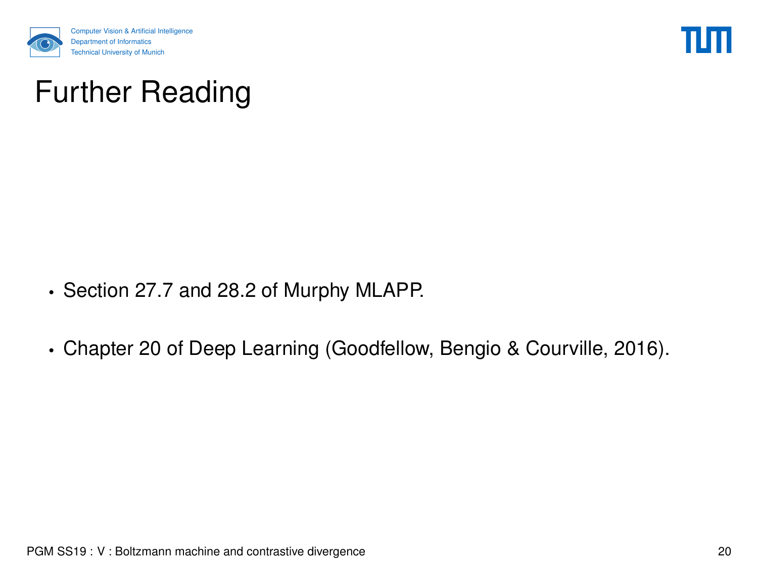# Further Reading

- Section 27.7 and 28.2 of Murphy MLAPP.
- Chapter 20 of Deep Learning (Goodfellow, Bengio & Courville, 2016).